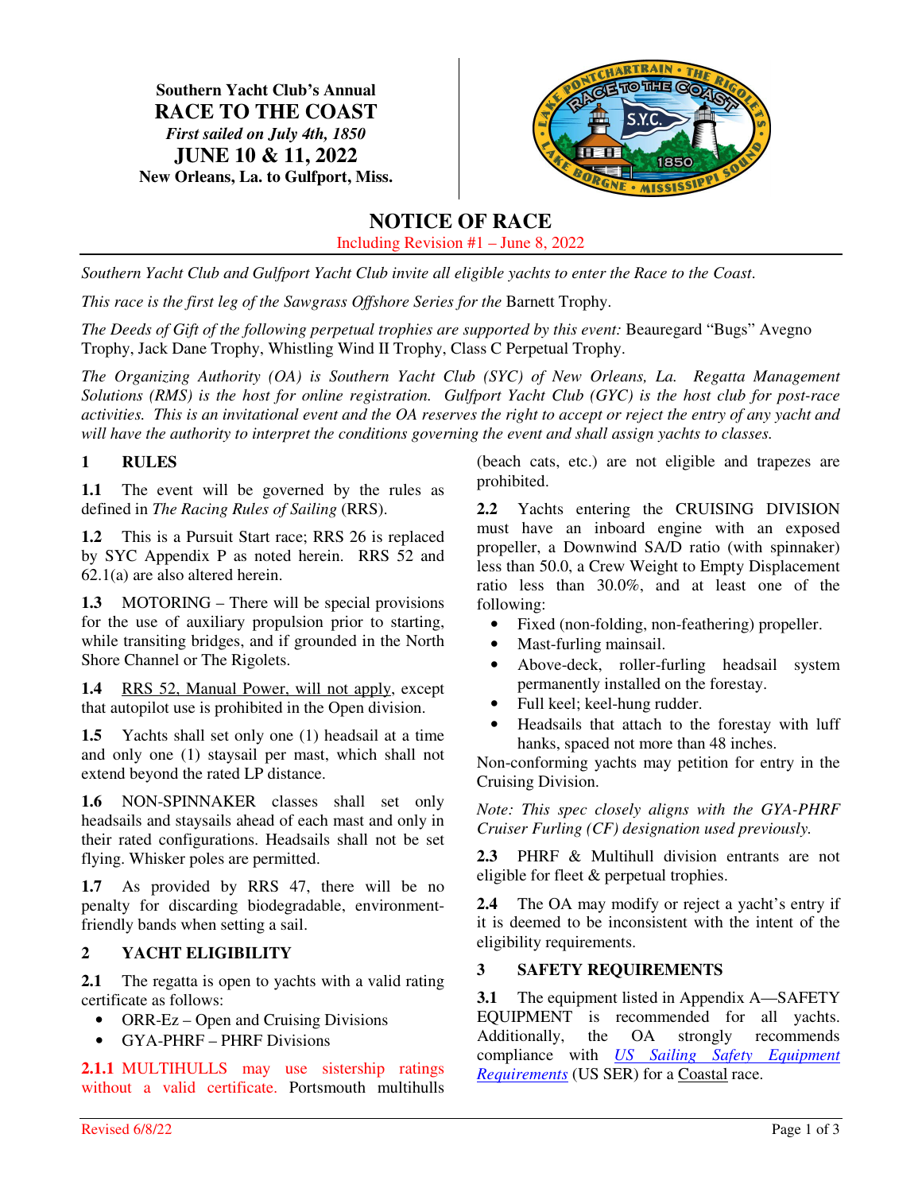**Southern Yacht Club's Annual**

# RACE TO THE COAST

*First sailed on July 4th, 1850*

**JUNE 10 & 11, 2022**

**New Orleans, La. to Gulfport, Miss.**

# NOTICE OF RACE

Including Revision #1 – June 8, 2022

*Southern Yacht Club and Gulfport Yacht Club invite all eligible yachts to enter the Race to the Coast.*

*This race is the first leg of the Sawgrass Offshore Series for the* Barnett Trophy.

*The Deeds of Gift of the following perpetual trophies are supported by this event:* Beauregard "Bugs" Avegno Trophy, Jack Dane Trophy, Whistling Wind II Trophy, Class C Perpetual Trophy.

*The Organizing Authority (OA) is Southern Yacht Club (SYC) of New Orleans, La. Regatta Management Solutions (RMS) is the host for online registration. Gulfport Yacht Club (GYC) is the host club for post-race activities. This is an invitational event and the OA reserves the right to accept or reject the entry of any yacht and will have the authority to interpret the conditions governing the event and shall assign yachts to classes.*

## 1 RULES

**1.1** The event will be governed by the rules as defined in *The Racing Rules of Sailing* (RRS).

**1.2** This is a Pursuit Start race; RRS 26 is replaced by SYC Appendix P as noted herein. RRS 52 and 62.1(a) are also altered herein.

**1.3** MOTORING – There will be special provisions for the use of auxiliary propulsion prior to starting, while transiting bridges, and if grounded in the North Shore Channel or The Rigolets.

**1.4** RRS 52, Manual Power, will not apply, except that autopilot use is prohibited in the Open division.

**1.5** Yachts shall set only one (1) headsail at a time and only one (1) staysail per mast, which shall not extend beyond the rated LP distance.

**1.6** NON-SPINNAKER classes shall set only headsails and staysails ahead of each mast and only in their rated configurations. Headsails shall not be set flying. Whisker poles are permitted.

**1.7** As provided by RRS 47, there will be no penalty for discarding biodegradable, environment-friendly bands when setting a sail.

## 2 YACHT ELIGIBILITY

**2.1** The regatta is open to yachts with a valid rating certificate as follows:

- ORR-Ez – Open and Cruising Divisions
- GYA-PHRF – PHRF Divisions

**2.1.1** MULTIHULLS may use sistership ratings without a valid certificate. Portsmouth multihulls (beach cats, etc.) are not eligible and trapezes are prohibited.

**2.2** Yachts entering the CRUISING DIVISION must have an inboard engine with an exposed propeller, a Downwind SA/D ratio (with spinnaker) less than 50.0, a Crew Weight to Empty Displacement ratio less than 30.0%, and at least one of the following:

- Fixed (non-folding, non-feathering) propeller.
- Mast-furling mainsail.
- Above-deck, roller-furling headsail system permanently installed on the forestay.
- Full keel; keel-hung rudder.
- Headsails that attach to the forestay with luff hanks, spaced not more than 48 inches.

Non-conforming yachts may petition for entry in the Cruising Division.

*Note: This spec closely aligns with the GYA-PHRF Cruiser Furling (CF) designation used previously.*

**2.3** PHRF & Multihull division entrants are not eligible for fleet & perpetual trophies.

**2.4** The OA may modify or reject a yacht's entry if it is deemed to be inconsistent with the intent of the eligibility requirements.

## 3 SAFETY REQUIREMENTS

**3.1** The equipment listed in Appendix A—SAFETY EQUIPMENT is recommended for all yachts. Additionally, the OA strongly recommends compliance with *US Sailing Safety Equipment Requirements* (US SER) for a Coastal race.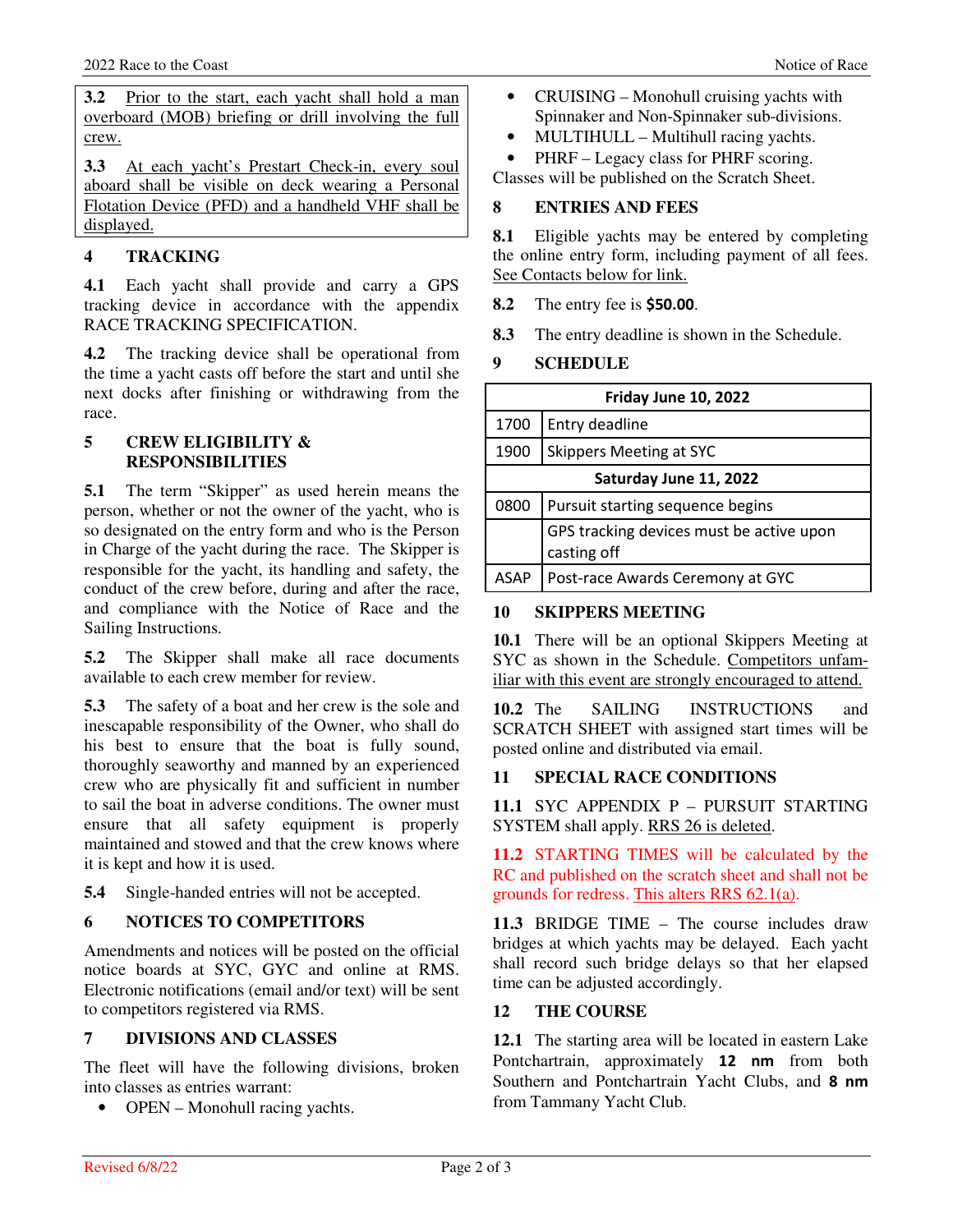**3.2** Prior to the start, each yacht shall hold a man overboard (MOB) briefing or drill involving the full crew.

**3.3** At each yacht's Prestart Check-in, every soul aboard shall be visible on deck wearing a Personal Flotation Device (PFD) and a handheld VHF shall be displayed.

## 4 TRACKING

**4.1** Each yacht shall provide and carry a GPS tracking device in accordance with the appendix RACE TRACKING SPECIFICATION.

**4.2** The tracking device shall be operational from the time a yacht casts off before the start and until she next docks after finishing or withdrawing from the race.

## 5 CREW ELIGIBILITY & RESPONSIBILITIES

**5.1** The term "Skipper" as used herein means the person, whether or not the owner of the yacht, who is so designated on the entry form and who is the Person in Charge of the yacht during the race. The Skipper is responsible for the yacht, its handling and safety, the conduct of the crew before, during and after the race, and compliance with the Notice of Race and the Sailing Instructions.

**5.2** The Skipper shall make all race documents available to each crew member for review.

**5.3** The safety of a boat and her crew is the sole and inescapable responsibility of the Owner, who shall do his best to ensure that the boat is fully sound, thoroughly seaworthy and manned by an experienced crew who are physically fit and sufficient in number to sail the boat in adverse conditions. The owner must ensure that all safety equipment is properly maintained and stowed and that the crew knows where it is kept and how it is used.

**5.4** Single-handed entries will not be accepted.

## 6 NOTICES TO COMPETITORS

Amendments and notices will be posted on the official notice boards at SYC, GYC and online at RMS. Electronic notifications (email and/or text) will be sent to competitors registered via RMS.

## 7 DIVISIONS AND CLASSES

The fleet will have the following divisions, broken into classes as entries warrant:

- OPEN – Monohull racing yachts.
- CRUISING – Monohull cruising yachts with Spinnaker and Non-Spinnaker sub-divisions.
- MULTIHULL – Multihull racing yachts.
- PHRF – Legacy class for PHRF scoring.

Classes will be published on the Scratch Sheet.

## 8 ENTRIES AND FEES

**8.1** Eligible yachts may be entered by completing the online entry form, including payment of all fees. See Contacts below for link.

**8.2** The entry fee is **$50.00**.

**8.3** The entry deadline is shown in the Schedule.

## 9 SCHEDULE

| **Friday June 10, 2022** | |
|---|---|
| 1700 | Entry deadline |
| 1900 | Skippers Meeting at SYC |
| **Saturday June 11, 2022** | |
| 0800 | Pursuit starting sequence begins |
| | GPS tracking devices must be active upon casting off |
| ASAP | Post-race Awards Ceremony at GYC |

## 10 SKIPPERS MEETING

**10.1** There will be an optional Skippers Meeting at SYC as shown in the Schedule. Competitors unfamiliar with this event are strongly encouraged to attend.

**10.2** The SAILING INSTRUCTIONS and SCRATCH SHEET with assigned start times will be posted online and distributed via email.

## 11 SPECIAL RACE CONDITIONS

**11.1** SYC APPENDIX P – PURSUIT STARTING SYSTEM shall apply. RRS 26 is deleted.

**11.2** STARTING TIMES will be calculated by the RC and published on the scratch sheet and shall not be grounds for redress. This alters RRS 62.1(a).

**11.3** BRIDGE TIME – The course includes draw bridges at which yachts may be delayed. Each yacht shall record such bridge delays so that her elapsed time can be adjusted accordingly.

## 12 THE COURSE

**12.1** The starting area will be located in eastern Lake Pontchartrain, approximately **12 nm** from both Southern and Pontchartrain Yacht Clubs, and **8 nm** from Tammany Yacht Club.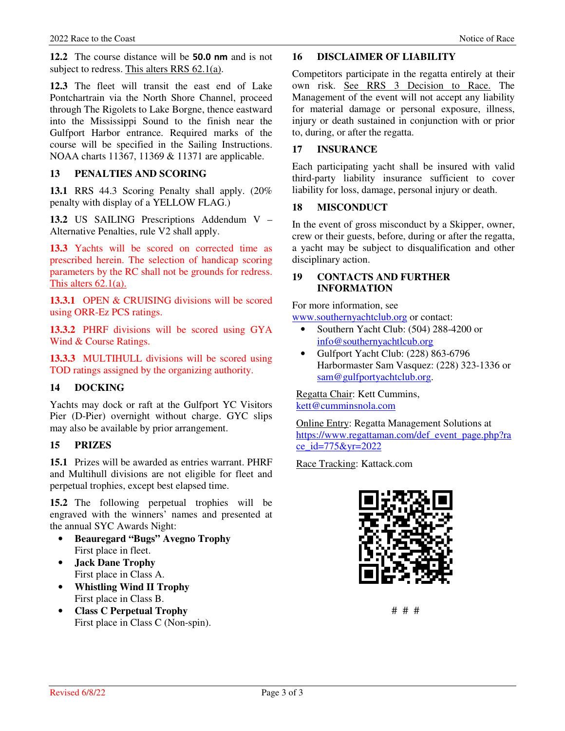**12.2** The course distance will be **50.0 nm** and is not subject to redress. This alters RRS 62.1(a).

**12.3** The fleet will transit the east end of Lake Pontchartrain via the North Shore Channel, proceed through The Rigolets to Lake Borgne, thence eastward into the Mississippi Sound to the finish near the Gulfport Harbor entrance. Required marks of the course will be specified in the Sailing Instructions. NOAA charts 11367, 11369 & 11371 are applicable.

## 13 PENALTIES AND SCORING

**13.1** RRS 44.3 Scoring Penalty shall apply. (20% penalty with display of a YELLOW FLAG.)

**13.2** US SAILING Prescriptions Addendum V – Alternative Penalties, rule V2 shall apply.

**13.3** Yachts will be scored on corrected time as prescribed herein. The selection of handicap scoring parameters by the RC shall not be grounds for redress. This alters 62.1(a).

**13.3.1** OPEN & CRUISING divisions will be scored using ORR-Ez PCS ratings.

**13.3.2** PHRF divisions will be scored using GYA Wind & Course Ratings.

**13.3.3** MULTIHULL divisions will be scored using TOD ratings assigned by the organizing authority.

## 14 DOCKING

Yachts may dock or raft at the Gulfport YC Visitors Pier (D-Pier) overnight without charge. GYC slips may also be available by prior arrangement.

## 15 PRIZES

**15.1** Prizes will be awarded as entries warrant. PHRF and Multihull divisions are not eligible for fleet and perpetual trophies, except best elapsed time.

**15.2** The following perpetual trophies will be engraved with the winners' names and presented at the annual SYC Awards Night:

- **Beauregard "Bugs" Avegno Trophy**
  First place in fleet.
- **Jack Dane Trophy**
  First place in Class A.
- **Whistling Wind II Trophy**
  First place in Class B.
- **Class C Perpetual Trophy**
  First place in Class C (Non-spin).

## 16 DISCLAIMER OF LIABILITY

Competitors participate in the regatta entirely at their own risk. See RRS 3 Decision to Race. The Management of the event will not accept any liability for material damage or personal exposure, illness, injury or death sustained in conjunction with or prior to, during, or after the regatta.

## 17 INSURANCE

Each participating yacht shall be insured with valid third-party liability insurance sufficient to cover liability for loss, damage, personal injury or death.

## 18 MISCONDUCT

In the event of gross misconduct by a Skipper, owner, crew or their guests, before, during or after the regatta, a yacht may be subject to disqualification and other disciplinary action.

## 19 CONTACTS AND FURTHER INFORMATION

For more information, see www.southernyachtclub.org or contact:

- Southern Yacht Club: (504) 288-4200 or info@southernyachtlcub.org
- Gulfport Yacht Club: (228) 863-6796
  Harbormaster Sam Vasquez: (228) 323-1336 or sam@gulfportyachtclub.org.

Regatta Chair: Kett Cummins, kett@cumminsnola.com

Online Entry: Regatta Management Solutions at https://www.regattaman.com/def_event_page.php?race_id=775&yr=2022

Race Tracking: Kattack.com

# # #

Revised 6/8/22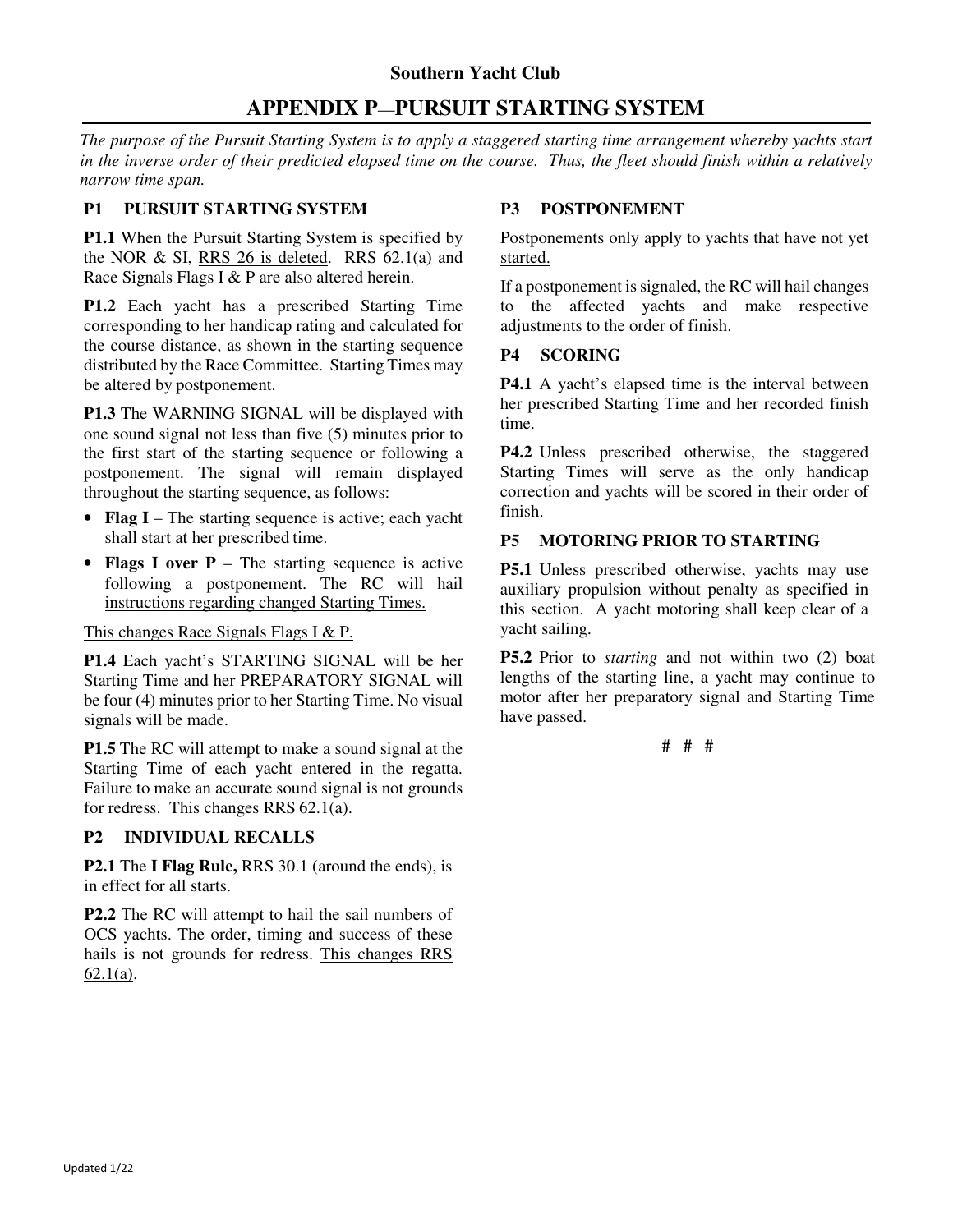**Southern Yacht Club**

# APPENDIX P—PURSUIT STARTING SYSTEM

*The purpose of the Pursuit Starting System is to apply a staggered starting time arrangement whereby yachts start in the inverse order of their predicted elapsed time on the course. Thus, the fleet should finish within a relatively narrow time span.*

## P1 PURSUIT STARTING SYSTEM

**P1.1** When the Pursuit Starting System is specified by the NOR & SI, <u>RRS 26 is deleted</u>. RRS 62.1(a) and Race Signals Flags I & P are also altered herein.

**P1.2** Each yacht has a prescribed Starting Time corresponding to her handicap rating and calculated for the course distance, as shown in the starting sequence distributed by the Race Committee. Starting Times may be altered by postponement.

**P1.3** The WARNING SIGNAL will be displayed with one sound signal not less than five (5) minutes prior to the first start of the starting sequence or following a postponement. The signal will remain displayed throughout the starting sequence, as follows:

- **Flag I** – The starting sequence is active; each yacht shall start at her prescribed time.
- **Flags I over P** – The starting sequence is active following a postponement. <u>The RC will hail instructions regarding changed Starting Times.</u>

<u>This changes Race Signals Flags I & P.</u>

**P1.4** Each yacht's STARTING SIGNAL will be her Starting Time and her PREPARATORY SIGNAL will be four (4) minutes prior to her Starting Time. No visual signals will be made.

**P1.5** The RC will attempt to make a sound signal at the Starting Time of each yacht entered in the regatta. Failure to make an accurate sound signal is not grounds for redress. <u>This changes RRS 62.1(a)</u>.

## P2 INDIVIDUAL RECALLS

**P2.1** The **I Flag Rule,** RRS 30.1 (around the ends), is in effect for all starts.

**P2.2** The RC will attempt to hail the sail numbers of OCS yachts. The order, timing and success of these hails is not grounds for redress. <u>This changes RRS 62.1(a)</u>.

## P3 POSTPONEMENT

<u>Postponements only apply to yachts that have not yet started.</u>

If a postponement is signaled, the RC will hail changes to the affected yachts and make respective adjustments to the order of finish.

## P4 SCORING

**P4.1** A yacht's elapsed time is the interval between her prescribed Starting Time and her recorded finish time.

**P4.2** Unless prescribed otherwise, the staggered Starting Times will serve as the only handicap correction and yachts will be scored in their order of finish.

## P5 MOTORING PRIOR TO STARTING

**P5.1** Unless prescribed otherwise, yachts may use auxiliary propulsion without penalty as specified in this section. A yacht motoring shall keep clear of a yacht sailing.

**P5.2** Prior to *starting* and not within two (2) boat lengths of the starting line, a yacht may continue to motor after her preparatory signal and Starting Time have passed.

# # #

Updated 1/22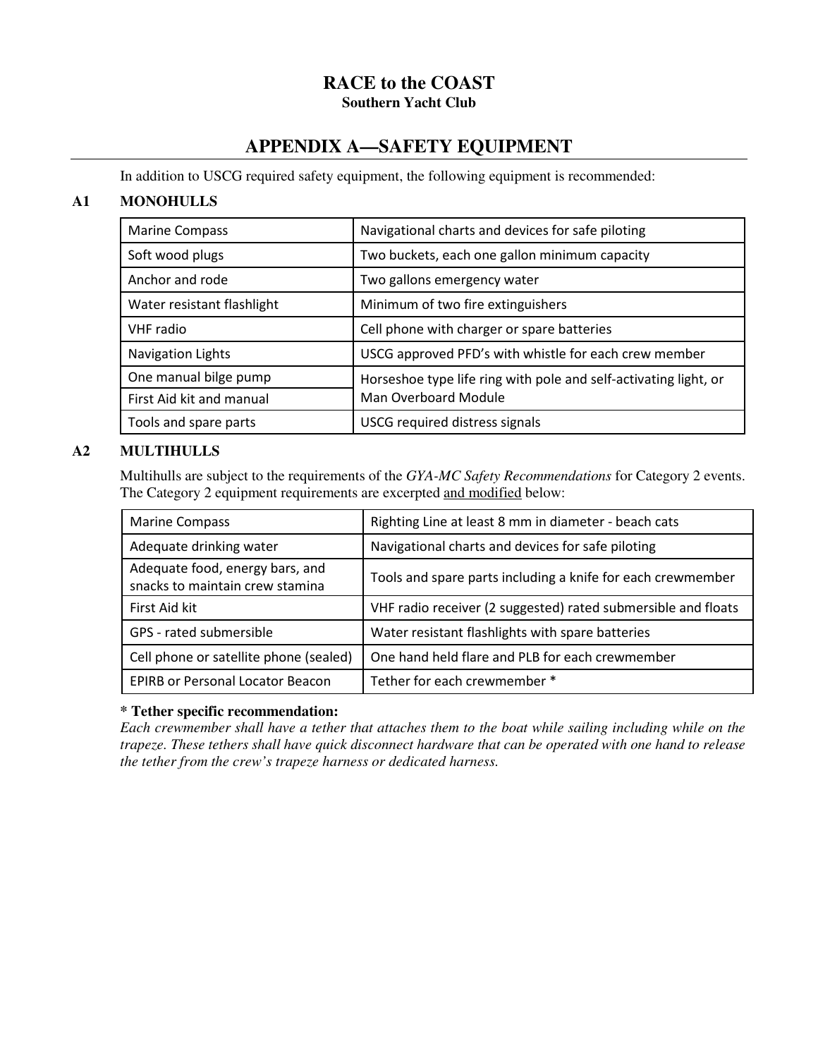# RACE to the COAST

**Southern Yacht Club**

## APPENDIX A—SAFETY EQUIPMENT

In addition to USCG required safety equipment, the following equipment is recommended:

### A1 MONOHULLS

| | |
|---|---|
| Marine Compass | Navigational charts and devices for safe piloting |
| Soft wood plugs | Two buckets, each one gallon minimum capacity |
| Anchor and rode | Two gallons emergency water |
| Water resistant flashlight | Minimum of two fire extinguishers |
| VHF radio | Cell phone with charger or spare batteries |
| Navigation Lights | USCG approved PFD's with whistle for each crew member |
| One manual bilge pump | Horseshoe type life ring with pole and self-activating light, or Man Overboard Module |
| First Aid kit and manual | |
| Tools and spare parts | USCG required distress signals |

### A2 MULTIHULLS

Multihulls are subject to the requirements of the *GYA-MC Safety Recommendations* for Category 2 events. The Category 2 equipment requirements are excerpted and modified below:

| | |
|---|---|
| Marine Compass | Righting Line at least 8 mm in diameter - beach cats |
| Adequate drinking water | Navigational charts and devices for safe piloting |
| Adequate food, energy bars, and snacks to maintain crew stamina | Tools and spare parts including a knife for each crewmember |
| First Aid kit | VHF radio receiver (2 suggested) rated submersible and floats |
| GPS - rated submersible | Water resistant flashlights with spare batteries |
| Cell phone or satellite phone (sealed) | One hand held flare and PLB for each crewmember |
| EPIRB or Personal Locator Beacon | Tether for each crewmember * |

**\* Tether specific recommendation:**

*Each crewmember shall have a tether that attaches them to the boat while sailing including while on the trapeze. These tethers shall have quick disconnect hardware that can be operated with one hand to release the tether from the crew's trapeze harness or dedicated harness.*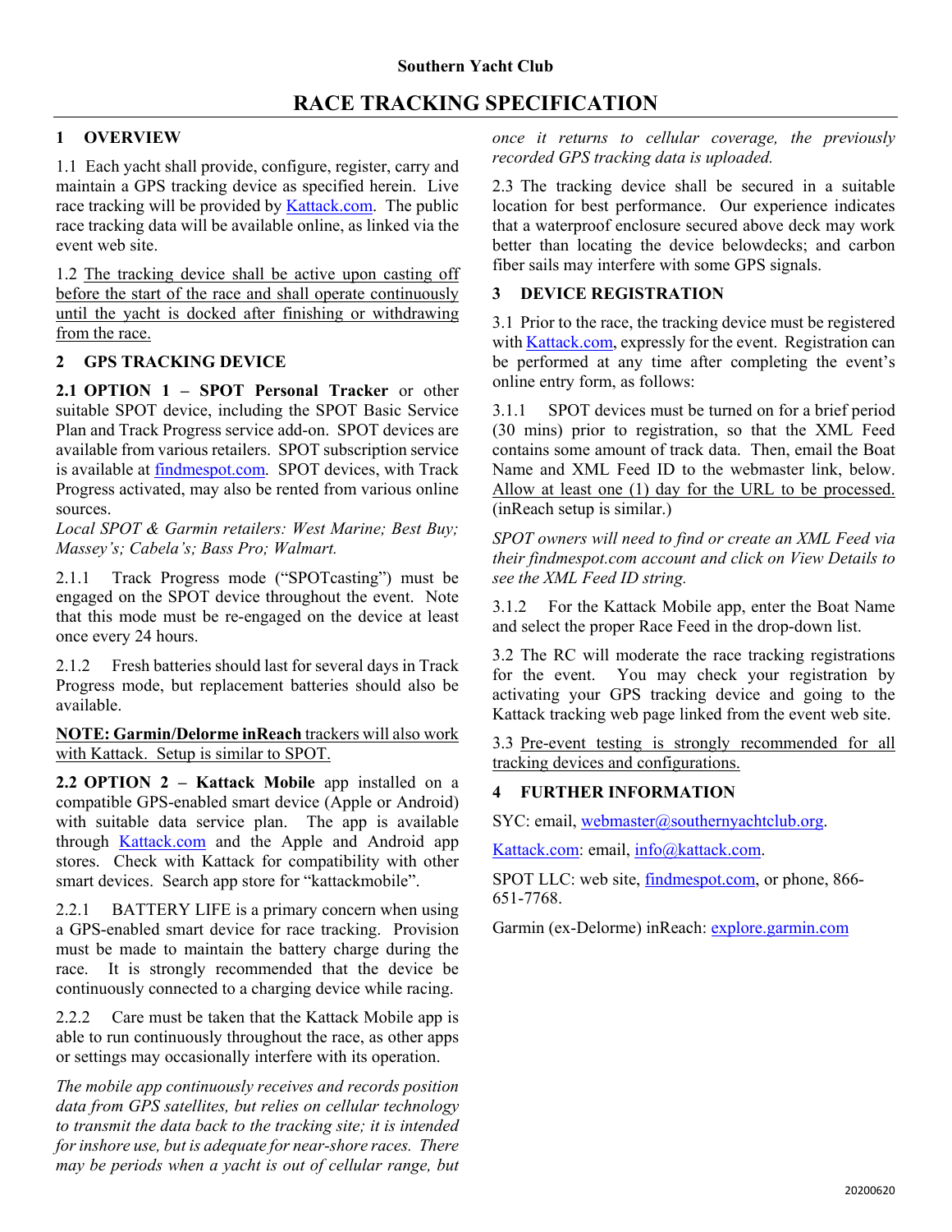**Southern Yacht Club**

# RACE TRACKING SPECIFICATION

## 1 OVERVIEW

1.1 Each yacht shall provide, configure, register, carry and maintain a GPS tracking device as specified herein. Live race tracking will be provided by Kattack.com. The public race tracking data will be available online, as linked via the event web site.

1.2 The tracking device shall be active upon casting off before the start of the race and shall operate continuously until the yacht is docked after finishing or withdrawing from the race.

## 2 GPS TRACKING DEVICE

**2.1 OPTION 1 – SPOT Personal Tracker** or other suitable SPOT device, including the SPOT Basic Service Plan and Track Progress service add-on. SPOT devices are available from various retailers. SPOT subscription service is available at findmespot.com. SPOT devices, with Track Progress activated, may also be rented from various online sources.

*Local SPOT & Garmin retailers: West Marine; Best Buy; Massey's; Cabela's; Bass Pro; Walmart.*

2.1.1 Track Progress mode ("SPOTcasting") must be engaged on the SPOT device throughout the event. Note that this mode must be re-engaged on the device at least once every 24 hours.

2.1.2 Fresh batteries should last for several days in Track Progress mode, but replacement batteries should also be available.

**NOTE: Garmin/Delorme inReach** trackers will also work with Kattack. Setup is similar to SPOT.

**2.2 OPTION 2 – Kattack Mobile** app installed on a compatible GPS-enabled smart device (Apple or Android) with suitable data service plan. The app is available through Kattack.com and the Apple and Android app stores. Check with Kattack for compatibility with other smart devices. Search app store for "kattackmobile".

2.2.1 BATTERY LIFE is a primary concern when using a GPS-enabled smart device for race tracking. Provision must be made to maintain the battery charge during the race. It is strongly recommended that the device be continuously connected to a charging device while racing.

2.2.2 Care must be taken that the Kattack Mobile app is able to run continuously throughout the race, as other apps or settings may occasionally interfere with its operation.

*The mobile app continuously receives and records position data from GPS satellites, but relies on cellular technology to transmit the data back to the tracking site; it is intended for inshore use, but is adequate for near-shore races. There may be periods when a yacht is out of cellular range, but once it returns to cellular coverage, the previously recorded GPS tracking data is uploaded.*

2.3 The tracking device shall be secured in a suitable location for best performance. Our experience indicates that a waterproof enclosure secured above deck may work better than locating the device belowdecks; and carbon fiber sails may interfere with some GPS signals.

## 3 DEVICE REGISTRATION

3.1 Prior to the race, the tracking device must be registered with Kattack.com, expressly for the event. Registration can be performed at any time after completing the event's online entry form, as follows:

3.1.1 SPOT devices must be turned on for a brief period (30 mins) prior to registration, so that the XML Feed contains some amount of track data. Then, email the Boat Name and XML Feed ID to the webmaster link, below. Allow at least one (1) day for the URL to be processed. (inReach setup is similar.)

*SPOT owners will need to find or create an XML Feed via their findmespot.com account and click on View Details to see the XML Feed ID string.*

3.1.2 For the Kattack Mobile app, enter the Boat Name and select the proper Race Feed in the drop-down list.

3.2 The RC will moderate the race tracking registrations for the event. You may check your registration by activating your GPS tracking device and going to the Kattack tracking web page linked from the event web site.

3.3 Pre-event testing is strongly recommended for all tracking devices and configurations.

## 4 FURTHER INFORMATION

SYC: email, webmaster@southernyachtclub.org.

Kattack.com: email, info@kattack.com.

SPOT LLC: web site, findmespot.com, or phone, 866-651-7768.

Garmin (ex-Delorme) inReach: explore.garmin.com

20200620